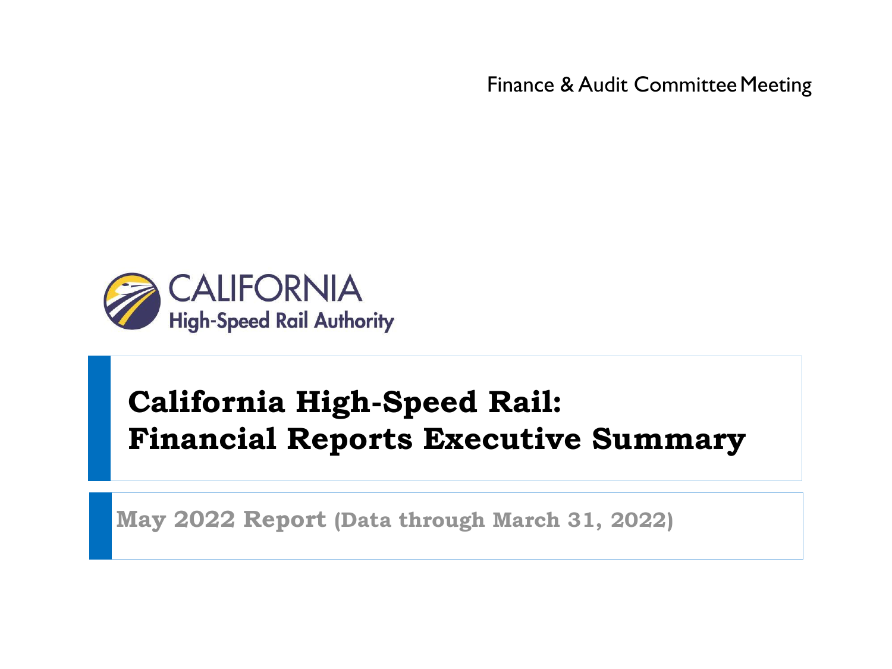Finance & Audit Committee Meeting

CALIFORNIA
High-Speed Rail Authority

# California High-Speed Rail: Financial Reports Executive Summary

**May 2022 Report (Data through March 31, 2022)**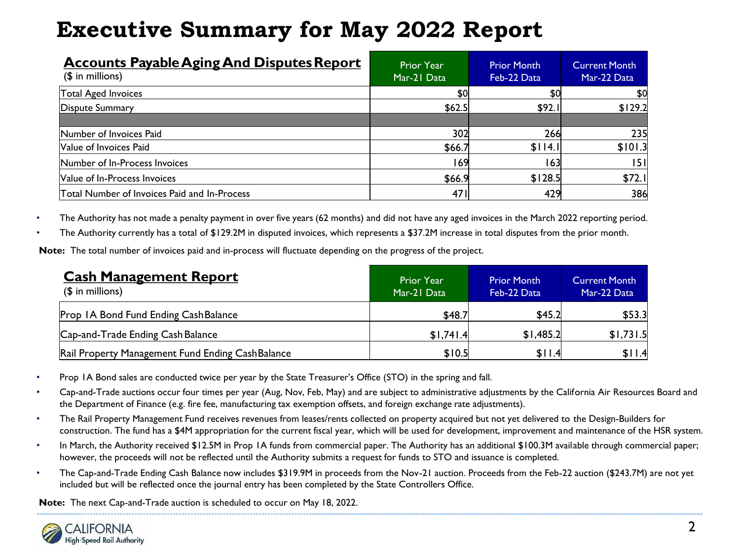# Executive Summary for May 2022 Report

| Accounts Payable Aging And Disputes Report ($ in millions) | Prior Year Mar-21 Data | Prior Month Feb-22 Data | Current Month Mar-22 Data |
|---|---|---|---|
| Total Aged Invoices | $0 | $0 | $0 |
| Dispute Summary | $62.5 | $92.1 | $129.2 |
| | | | |
| Number of Invoices Paid | 302 | 266 | 235 |
| Value of Invoices Paid | $66.7 | $114.1 | $101.3 |
| Number of In-Process Invoices | 169 | 163 | 151 |
| Value of In-Process Invoices | $66.9 | $128.5 | $72.1 |
| Total Number of Invoices Paid and In-Process | 471 | 429 | 386 |

- The Authority has not made a penalty payment in over five years (62 months) and did not have any aged invoices in the March 2022 reporting period.
- The Authority currently has a total of $129.2M in disputed invoices, which represents a $37.2M increase in total disputes from the prior month.

**Note:** The total number of invoices paid and in-process will fluctuate depending on the progress of the project.

| Cash Management Report ($ in millions) | Prior Year Mar-21 Data | Prior Month Feb-22 Data | Current Month Mar-22 Data |
|---|---|---|---|
| Prop 1A Bond Fund Ending Cash Balance | $48.7 | $45.2 | $53.3 |
| Cap-and-Trade Ending Cash Balance | $1,741.4 | $1,485.2 | $1,731.5 |
| Rail Property Management Fund Ending Cash Balance | $10.5 | $11.4 | $11.4 |

- Prop 1A Bond sales are conducted twice per year by the State Treasurer's Office (STO) in the spring and fall.
- Cap-and-Trade auctions occur four times per year (Aug, Nov, Feb, May) and are subject to administrative adjustments by the California Air Resources Board and the Department of Finance (e.g. fire fee, manufacturing tax exemption offsets, and foreign exchange rate adjustments).
- The Rail Property Management Fund receives revenues from leases/rents collected on property acquired but not yet delivered to the Design-Builders for construction. The fund has a $4M appropriation for the current fiscal year, which will be used for development, improvement and maintenance of the HSR system.
- In March, the Authority received $12.5M in Prop 1A funds from commercial paper. The Authority has an additional $100.3M available through commercial paper; however, the proceeds will not be reflected until the Authority submits a request for funds to STO and issuance is completed.
- The Cap-and-Trade Ending Cash Balance now includes $319.9M in proceeds from the Nov-21 auction. Proceeds from the Feb-22 auction ($243.7M) are not yet included but will be reflected once the journal entry has been completed by the State Controllers Office.

**Note:** The next Cap-and-Trade auction is scheduled to occur on May 18, 2022.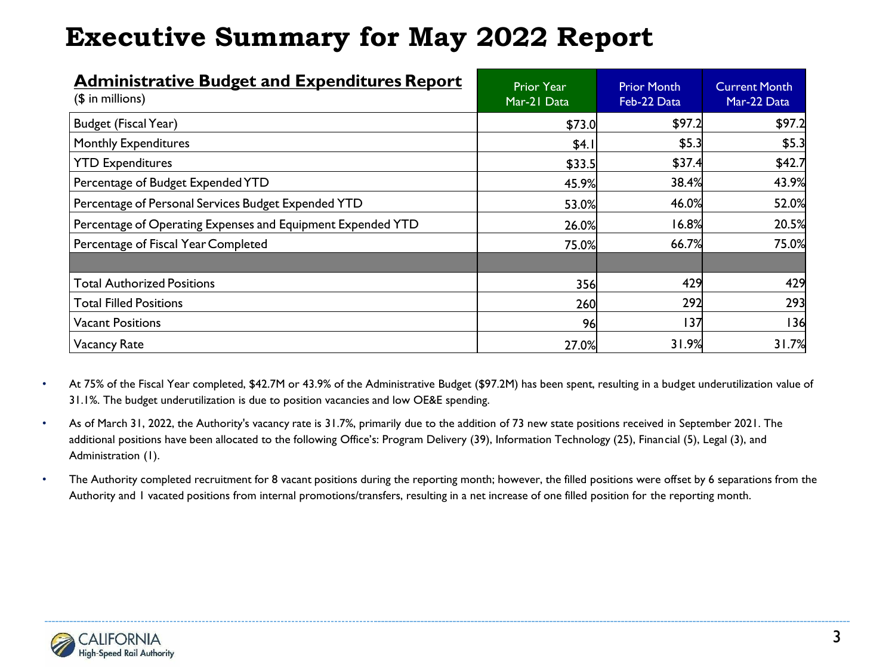# Executive Summary for May 2022 Report

| **Administrative Budget and Expenditures Report** ($ in millions) | Prior Year Mar-21 Data | Prior Month Feb-22 Data | Current Month Mar-22 Data |
|---|---|---|---|
| Budget (Fiscal Year) | $73.0 | $97.2 | $97.2 |
| Monthly Expenditures | $4.1 | $5.3 | $5.3 |
| YTD Expenditures | $33.5 | $37.4 | $42.7 |
| Percentage of Budget Expended YTD | 45.9% | 38.4% | 43.9% |
| Percentage of Personal Services Budget Expended YTD | 53.0% | 46.0% | 52.0% |
| Percentage of Operating Expenses and Equipment Expended YTD | 26.0% | 16.8% | 20.5% |
| Percentage of Fiscal Year Completed | 75.0% | 66.7% | 75.0% |
| | | | |
| Total Authorized Positions | 356 | 429 | 429 |
| Total Filled Positions | 260 | 292 | 293 |
| Vacant Positions | 96 | 137 | 136 |
| Vacancy Rate | 27.0% | 31.9% | 31.7% |

- At 75% of the Fiscal Year completed, $42.7M or 43.9% of the Administrative Budget ($97.2M) has been spent, resulting in a budget underutilization value of 31.1%. The budget underutilization is due to position vacancies and low OE&E spending.
- As of March 31, 2022, the Authority's vacancy rate is 31.7%, primarily due to the addition of 73 new state positions received in September 2021. The additional positions have been allocated to the following Office's: Program Delivery (39), Information Technology (25), Financial (5), Legal (3), and Administration (1).
- The Authority completed recruitment for 8 vacant positions during the reporting month; however, the filled positions were offset by 6 separations from the Authority and 1 vacated positions from internal promotions/transfers, resulting in a net increase of one filled position for the reporting month.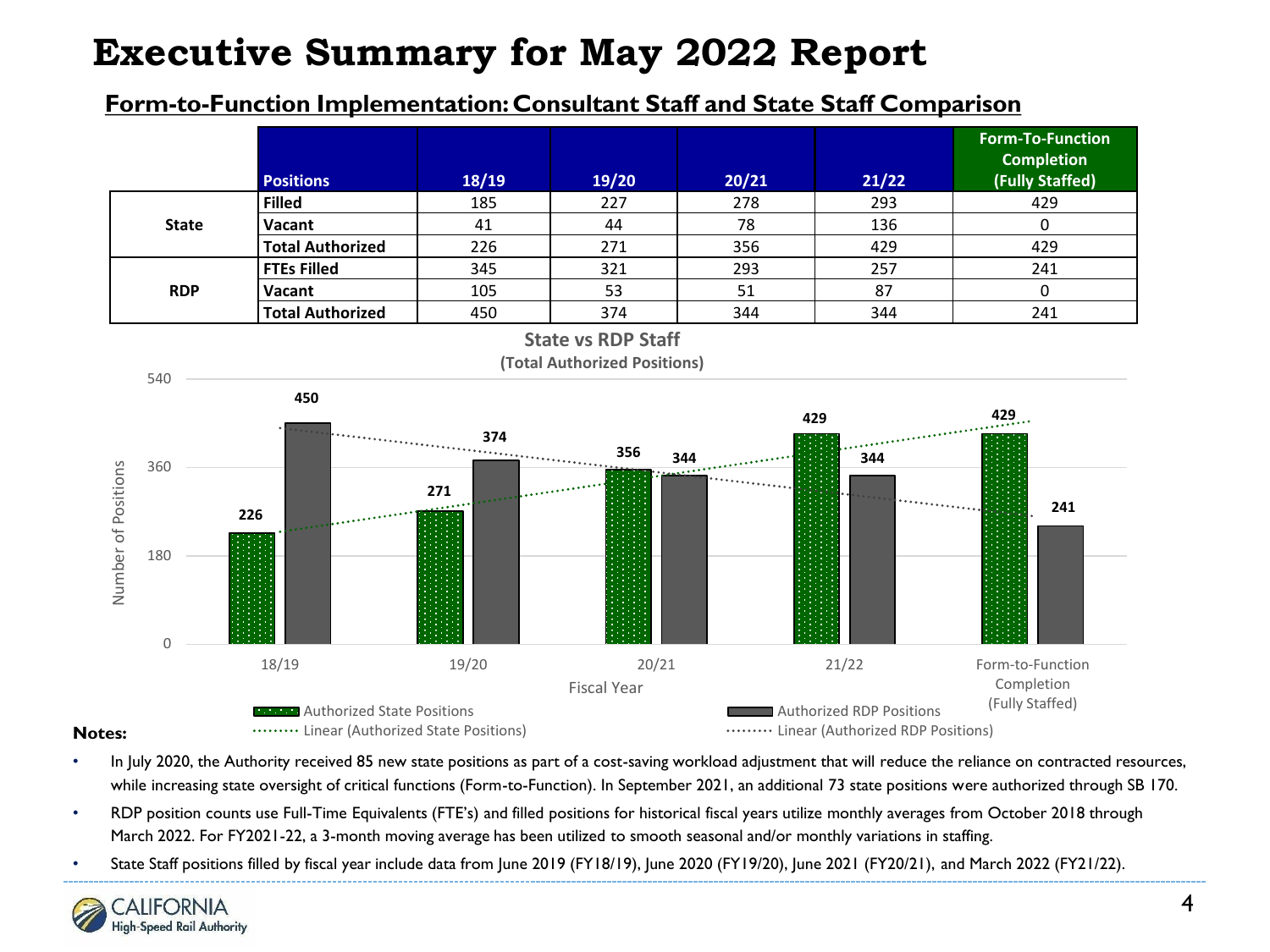# Executive Summary for May 2022 Report

## Form-to-Function Implementation: Consultant Staff and State Staff Comparison

| | Positions | 18/19 | 19/20 | 20/21 | 21/22 | Form-To-Function Completion (Fully Staffed) |
|---|---|---|---|---|---|---|
| State | Filled | 185 | 227 | 278 | 293 | 429 |
| | Vacant | 41 | 44 | 78 | 136 | 0 |
| | Total Authorized | 226 | 271 | 356 | 429 | 429 |
| RDP | FTEs Filled | 345 | 321 | 293 | 257 | 241 |
| | Vacant | 105 | 53 | 51 | 87 | 0 |
| | Total Authorized | 450 | 374 | 344 | 344 | 241 |

**State vs RDP Staff**
**(Total Authorized Positions)**

| Fiscal Year | Authorized State Positions | Authorized RDP Positions |
|---|---|---|
| 18/19 | 226 | 450 |
| 19/20 | 271 | 374 |
| 20/21 | 356 | 344 |
| 21/22 | 429 | 344 |
| Form-to-Function Completion (Fully Staffed) | 429 | 241 |

Legend: Authorized State Positions; Authorized RDP Positions; Linear (Authorized State Positions); Linear (Authorized RDP Positions)

**Notes:**

- In July 2020, the Authority received 85 new state positions as part of a cost-saving workload adjustment that will reduce the reliance on contracted resources, while increasing state oversight of critical functions (Form-to-Function). In September 2021, an additional 73 state positions were authorized through SB 170.
- RDP position counts use Full-Time Equivalents (FTE's) and filled positions for historical fiscal years utilize monthly averages from October 2018 through March 2022. For FY2021-22, a 3-month moving average has been utilized to smooth seasonal and/or monthly variations in staffing.
- State Staff positions filled by fiscal year include data from June 2019 (FY18/19), June 2020 (FY19/20), June 2021 (FY20/21), and March 2022 (FY21/22).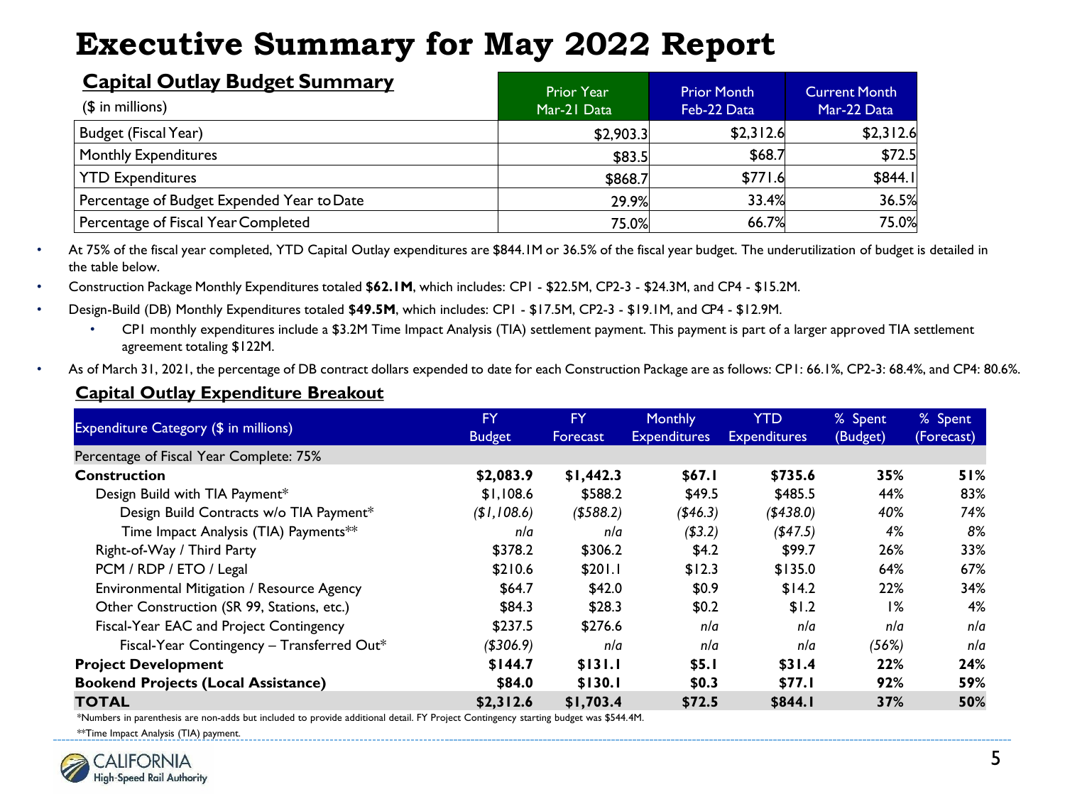# Executive Summary for May 2022 Report

## Capital Outlay Budget Summary

| ($ in millions) | Prior Year Mar-21 Data | Prior Month Feb-22 Data | Current Month Mar-22 Data |
|---|---|---|---|
| Budget (Fiscal Year) | $2,903.3 | $2,312.6 | $2,312.6 |
| Monthly Expenditures | $83.5 | $68.7 | $72.5 |
| YTD Expenditures | $868.7 | $771.6 | $844.1 |
| Percentage of Budget Expended Year to Date | 29.9% | 33.4% | 36.5% |
| Percentage of Fiscal Year Completed | 75.0% | 66.7% | 75.0% |

- At 75% of the fiscal year completed, YTD Capital Outlay expenditures are $844.1M or 36.5% of the fiscal year budget. The underutilization of budget is detailed in the table below.
- Construction Package Monthly Expenditures totaled **$62.1M**, which includes: CP1 - $22.5M, CP2-3 - $24.3M, and CP4 - $15.2M.
- Design-Build (DB) Monthly Expenditures totaled **$49.5M**, which includes: CP1 - $17.5M, CP2-3 - $19.1M, and CP4 - $12.9M.
  - CP1 monthly expenditures include a $3.2M Time Impact Analysis (TIA) settlement payment. This payment is part of a larger approved TIA settlement agreement totaling $122M.
- As of March 31, 2021, the percentage of DB contract dollars expended to date for each Construction Package are as follows: CP1: 66.1%, CP2-3: 68.4%, and CP4: 80.6%.

## Capital Outlay Expenditure Breakout

| Expenditure Category ($ in millions) | FY Budget | FY Forecast | Monthly Expenditures | YTD Expenditures | % Spent (Budget) | % Spent (Forecast) |
|---|---|---|---|---|---|---|
| Percentage of Fiscal Year Complete: 75% | | | | | | |
| **Construction** | **$2,083.9** | **$1,442.3** | **$67.1** | **$735.6** | **35%** | **51%** |
| Design Build with TIA Payment* | $1,108.6 | $588.2 | $49.5 | $485.5 | 44% | 83% |
| Design Build Contracts w/o TIA Payment* | *($1,108.6)* | *($588.2)* | *($46.3)* | *($438.0)* | *40%* | *74%* |
| Time Impact Analysis (TIA) Payments** | *n/a* | *n/a* | *($3.2)* | *($47.5)* | *4%* | *8%* |
| Right-of-Way / Third Party | $378.2 | $306.2 | $4.2 | $99.7 | 26% | 33% |
| PCM / RDP / ETO / Legal | $210.6 | $201.1 | $12.3 | $135.0 | 64% | 67% |
| Environmental Mitigation / Resource Agency | $64.7 | $42.0 | $0.9 | $14.2 | 22% | 34% |
| Other Construction (SR 99, Stations, etc.) | $84.3 | $28.3 | $0.2 | $1.2 | 1% | 4% |
| Fiscal-Year EAC and Project Contingency | $237.5 | $276.6 | *n/a* | *n/a* | *n/a* | *n/a* |
| Fiscal-Year Contingency – Transferred Out* | *($306.9)* | *n/a* | *n/a* | *n/a* | *(56%)* | *n/a* |
| **Project Development** | **$144.7** | **$131.1** | **$5.1** | **$31.4** | **22%** | **24%** |
| **Bookend Projects (Local Assistance)** | **$84.0** | **$130.1** | **$0.3** | **$77.1** | **92%** | **59%** |
| **TOTAL** | **$2,312.6** | **$1,703.4** | **$72.5** | **$844.1** | **37%** | **50%** |

*Numbers in parenthesis are non-adds but included to provide additional detail. FY Project Contingency starting budget was $544.4M.

**Time Impact Analysis (TIA) payment.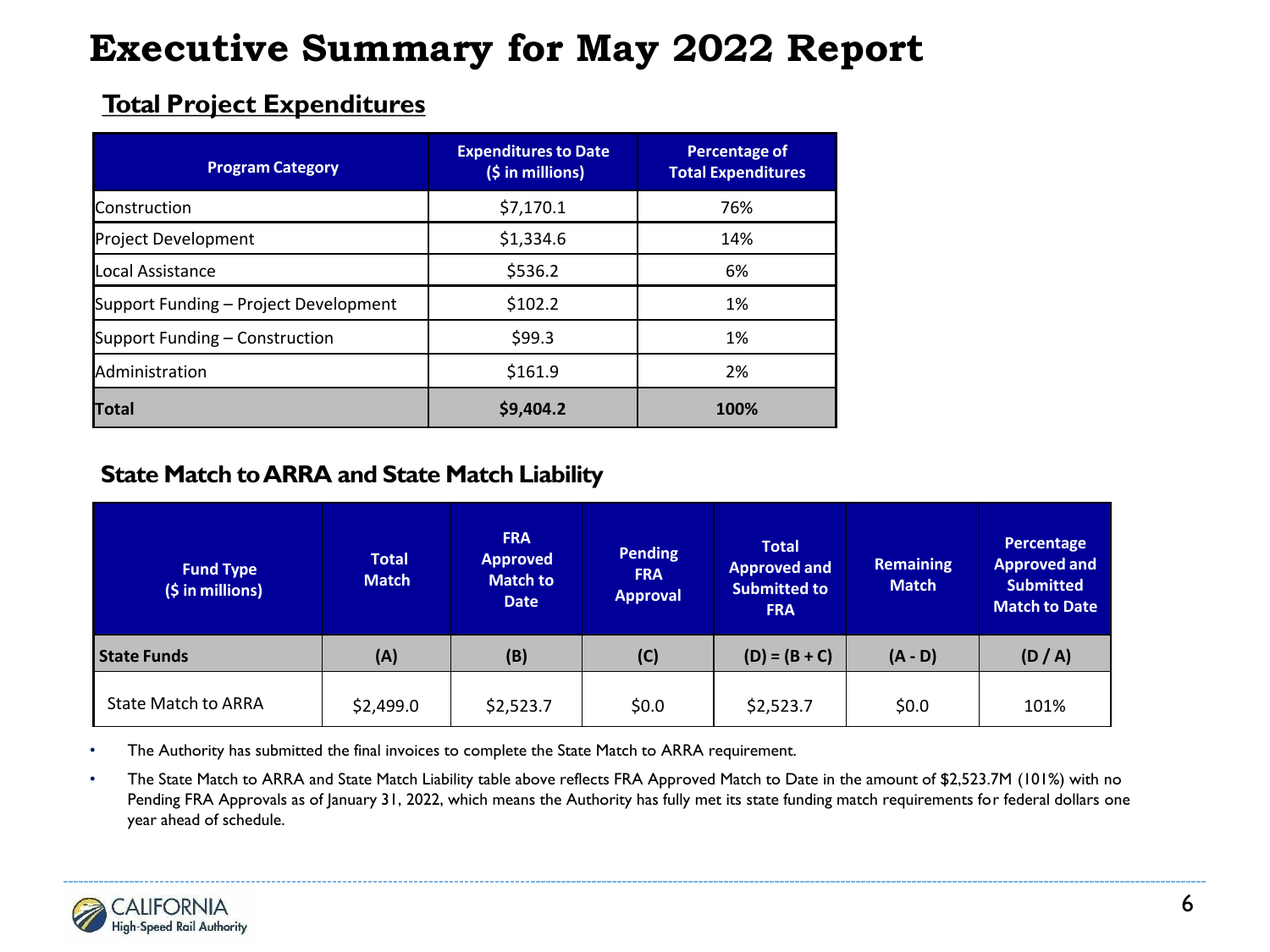# Executive Summary for May 2022 Report

## Total Project Expenditures

| Program Category | Expenditures to Date ($ in millions) | Percentage of Total Expenditures |
|---|---|---|
| Construction | $7,170.1 | 76% |
| Project Development | $1,334.6 | 14% |
| Local Assistance | $536.2 | 6% |
| Support Funding – Project Development | $102.2 | 1% |
| Support Funding – Construction | $99.3 | 1% |
| Administration | $161.9 | 2% |
| **Total** | **$9,404.2** | **100%** |

## State Match to ARRA and State Match Liability

| Fund Type ($ in millions) | Total Match | FRA Approved Match to Date | Pending FRA Approval | Total Approved and Submitted to FRA | Remaining Match | Percentage Approved and Submitted Match to Date |
|---|---|---|---|---|---|---|
| **State Funds** | **(A)** | **(B)** | **(C)** | **(D) = (B + C)** | **(A - D)** | **(D / A)** |
| State Match to ARRA | $2,499.0 | $2,523.7 | $0.0 | $2,523.7 | $0.0 | 101% |

- The Authority has submitted the final invoices to complete the State Match to ARRA requirement.
- The State Match to ARRA and State Match Liability table above reflects FRA Approved Match to Date in the amount of $2,523.7M (101%) with no Pending FRA Approvals as of January 31, 2022, which means the Authority has fully met its state funding match requirements for federal dollars one year ahead of schedule.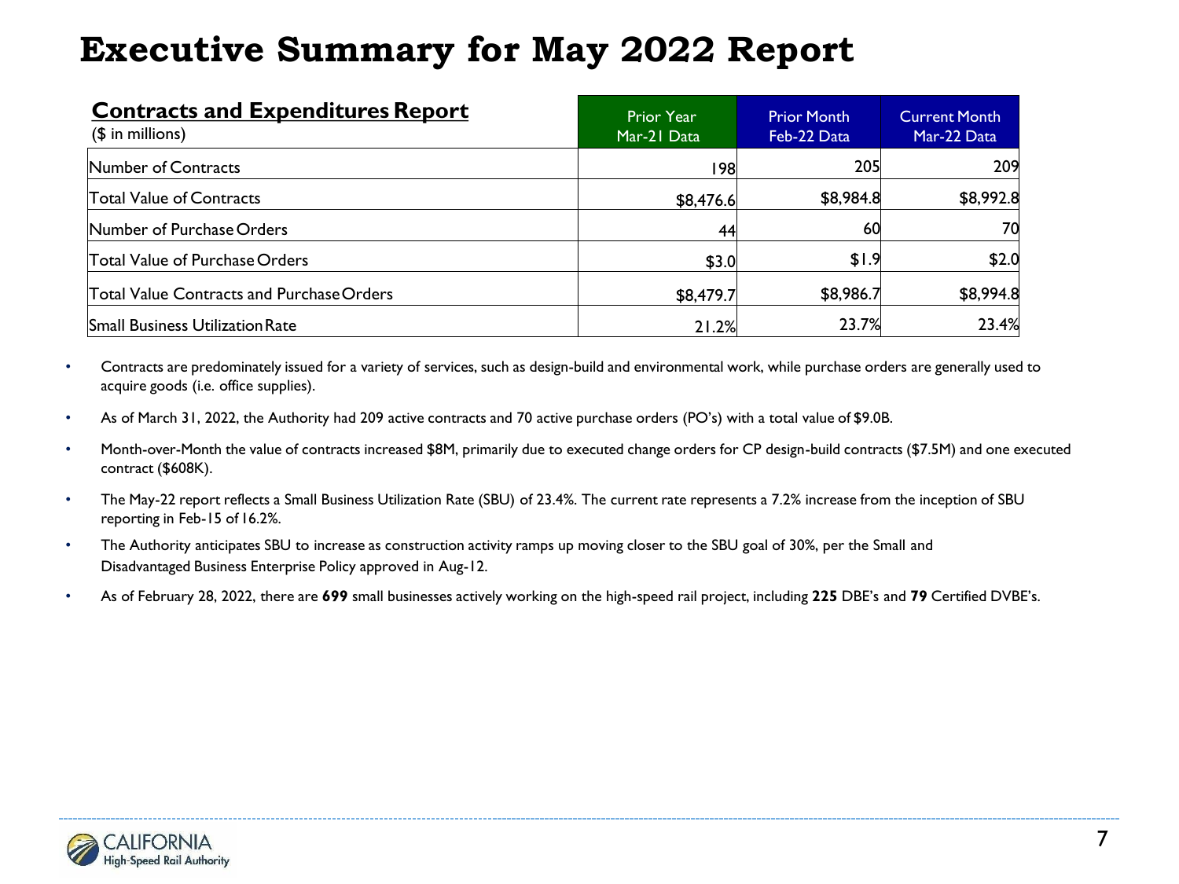# Executive Summary for May 2022 Report

| **Contracts and Expenditures Report** ($ in millions) | Prior Year Mar-21 Data | Prior Month Feb-22 Data | Current Month Mar-22 Data |
|---|---|---|---|
| Number of Contracts | 198 | 205 | 209 |
| Total Value of Contracts | $8,476.6 | $8,984.8 | $8,992.8 |
| Number of Purchase Orders | 44 | 60 | 70 |
| Total Value of Purchase Orders | $3.0 | $1.9 | $2.0 |
| Total Value Contracts and Purchase Orders | $8,479.7 | $8,986.7 | $8,994.8 |
| Small Business Utilization Rate | 21.2% | 23.7% | 23.4% |

- Contracts are predominately issued for a variety of services, such as design-build and environmental work, while purchase orders are generally used to acquire goods (i.e. office supplies).
- As of March 31, 2022, the Authority had 209 active contracts and 70 active purchase orders (PO's) with a total value of $9.0B.
- Month-over-Month the value of contracts increased $8M, primarily due to executed change orders for CP design-build contracts ($7.5M) and one executed contract ($608K).
- The May-22 report reflects a Small Business Utilization Rate (SBU) of 23.4%. The current rate represents a 7.2% increase from the inception of SBU reporting in Feb-15 of 16.2%.
- The Authority anticipates SBU to increase as construction activity ramps up moving closer to the SBU goal of 30%, per the Small and Disadvantaged Business Enterprise Policy approved in Aug-12.
- As of February 28, 2022, there are **699** small businesses actively working on the high-speed rail project, including **225** DBE's and **79** Certified DVBE's.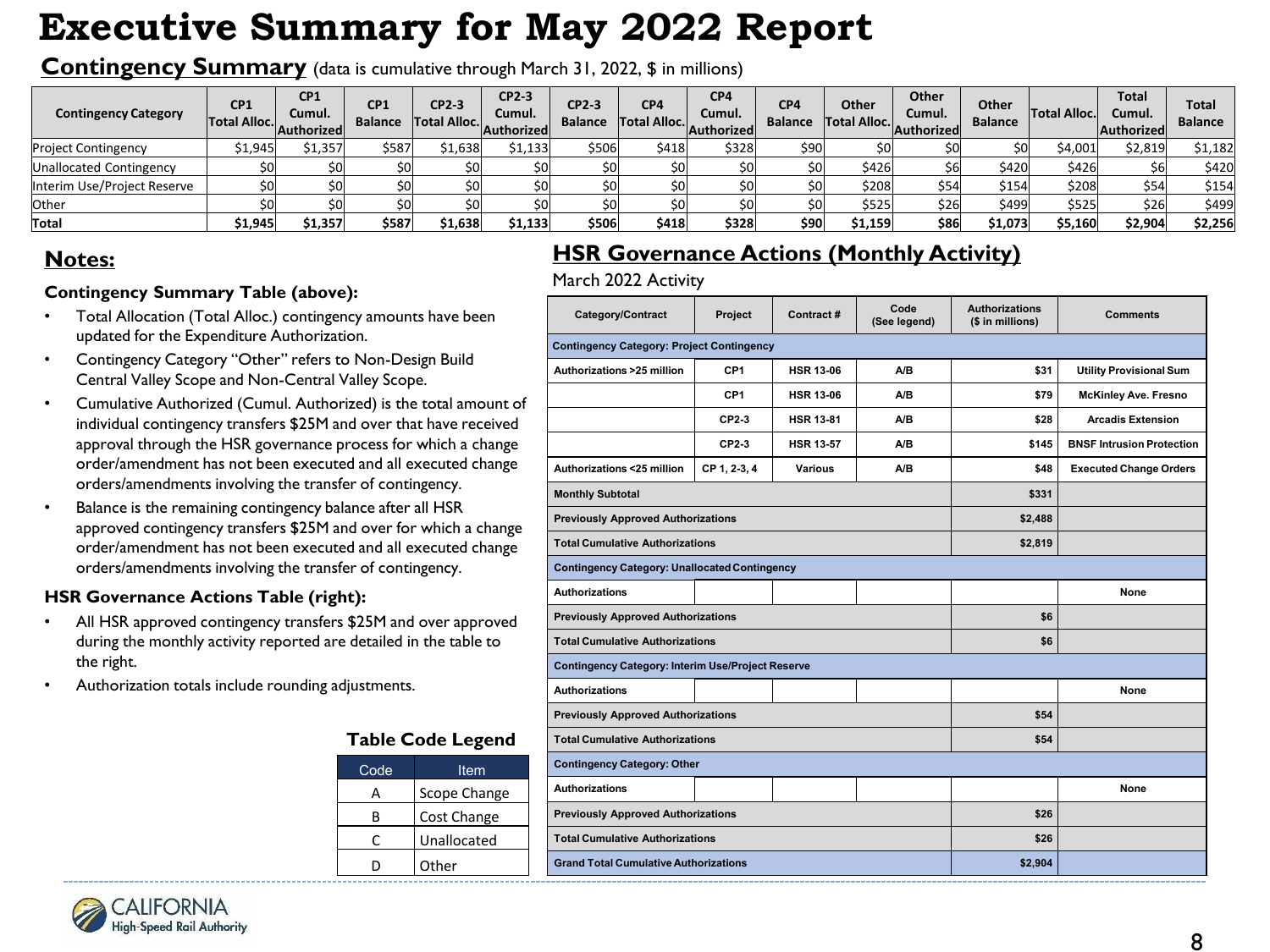# Executive Summary for May 2022 Report

## Contingency Summary (data is cumulative through March 31, 2022, $ in millions)

| Contingency Category | CP1 Total Alloc. | CP1 Cumul. Authorized | CP1 Balance | CP2-3 Total Alloc. | CP2-3 Cumul. Authorized | CP2-3 Balance | CP4 Total Alloc. | CP4 Cumul. Authorized | CP4 Balance | Other Total Alloc. | Other Cumul. Authorized | Other Balance | Total Alloc. | Total Cumul. Authorized | Total Balance |
|---|---|---|---|---|---|---|---|---|---|---|---|---|---|---|---|
| Project Contingency | $1,945 | $1,357 | $587 | $1,638 | $1,133 | $506 | $418 | $328 | $90 | $0 | $0 | $0 | $4,001 | $2,819 | $1,182 |
| Unallocated Contingency | $0 | $0 | $0 | $0 | $0 | $0 | $0 | $0 | $0 | $426 | $6 | $420 | $426 | $6 | $420 |
| Interim Use/Project Reserve | $0 | $0 | $0 | $0 | $0 | $0 | $0 | $0 | $0 | $208 | $54 | $154 | $208 | $54 | $154 |
| Other | $0 | $0 | $0 | $0 | $0 | $0 | $0 | $0 | $0 | $525 | $26 | $499 | $525 | $26 | $499 |
| **Total** | **$1,945** | **$1,357** | **$587** | **$1,638** | **$1,133** | **$506** | **$418** | **$328** | **$90** | **$1,159** | **$86** | **$1,073** | **$5,160** | **$2,904** | **$2,256** |

## Notes:

### Contingency Summary Table (above):

- Total Allocation (Total Alloc.) contingency amounts have been updated for the Expenditure Authorization.
- Contingency Category "Other" refers to Non-Design Build Central Valley Scope and Non-Central Valley Scope.
- Cumulative Authorized (Cumul. Authorized) is the total amount of individual contingency transfers $25M and over that have received approval through the HSR governance process for which a change order/amendment has not been executed and all executed change orders/amendments involving the transfer of contingency.
- Balance is the remaining contingency balance after all HSR approved contingency transfers $25M and over for which a change order/amendment has not been executed and all executed change orders/amendments involving the transfer of contingency.

### HSR Governance Actions Table (right):

- All HSR approved contingency transfers $25M and over approved during the monthly activity reported are detailed in the table to the right.
- Authorization totals include rounding adjustments.

**Table Code Legend**

| Code | Item |
|---|---|
| A | Scope Change |
| B | Cost Change |
| C | Unallocated |
| D | Other |

## HSR Governance Actions (Monthly Activity)

March 2022 Activity

| Category/Contract | Project | Contract # | Code (See legend) | Authorizations ($ in millions) | Comments |
|---|---|---|---|---|---|
| **Contingency Category: Project Contingency** | | | | | |
| Authorizations >25 million | CP1 | HSR 13-06 | A/B | $31 | Utility Provisional Sum |
| | CP1 | HSR 13-06 | A/B | $79 | McKinley Ave. Fresno |
| | CP2-3 | HSR 13-81 | A/B | $28 | Arcadis Extension |
| | CP2-3 | HSR 13-57 | A/B | $145 | BNSF Intrusion Protection |
| Authorizations <25 million | CP 1, 2-3, 4 | Various | A/B | $48 | Executed Change Orders |
| Monthly Subtotal | | | | $331 | |
| Previously Approved Authorizations | | | | $2,488 | |
| Total Cumulative Authorizations | | | | $2,819 | |
| **Contingency Category: Unallocated Contingency** | | | | | |
| Authorizations | | | | | None |
| Previously Approved Authorizations | | | | $6 | |
| Total Cumulative Authorizations | | | | $6 | |
| **Contingency Category: Interim Use/Project Reserve** | | | | | |
| Authorizations | | | | | None |
| Previously Approved Authorizations | | | | $54 | |
| Total Cumulative Authorizations | | | | $54 | |
| **Contingency Category: Other** | | | | | |
| Authorizations | | | | | None |
| Previously Approved Authorizations | | | | $26 | |
| Total Cumulative Authorizations | | | | $26 | |
| **Grand Total Cumulative Authorizations** | | | | $2,904 | |

CALIFORNIA High-Speed Rail Authority